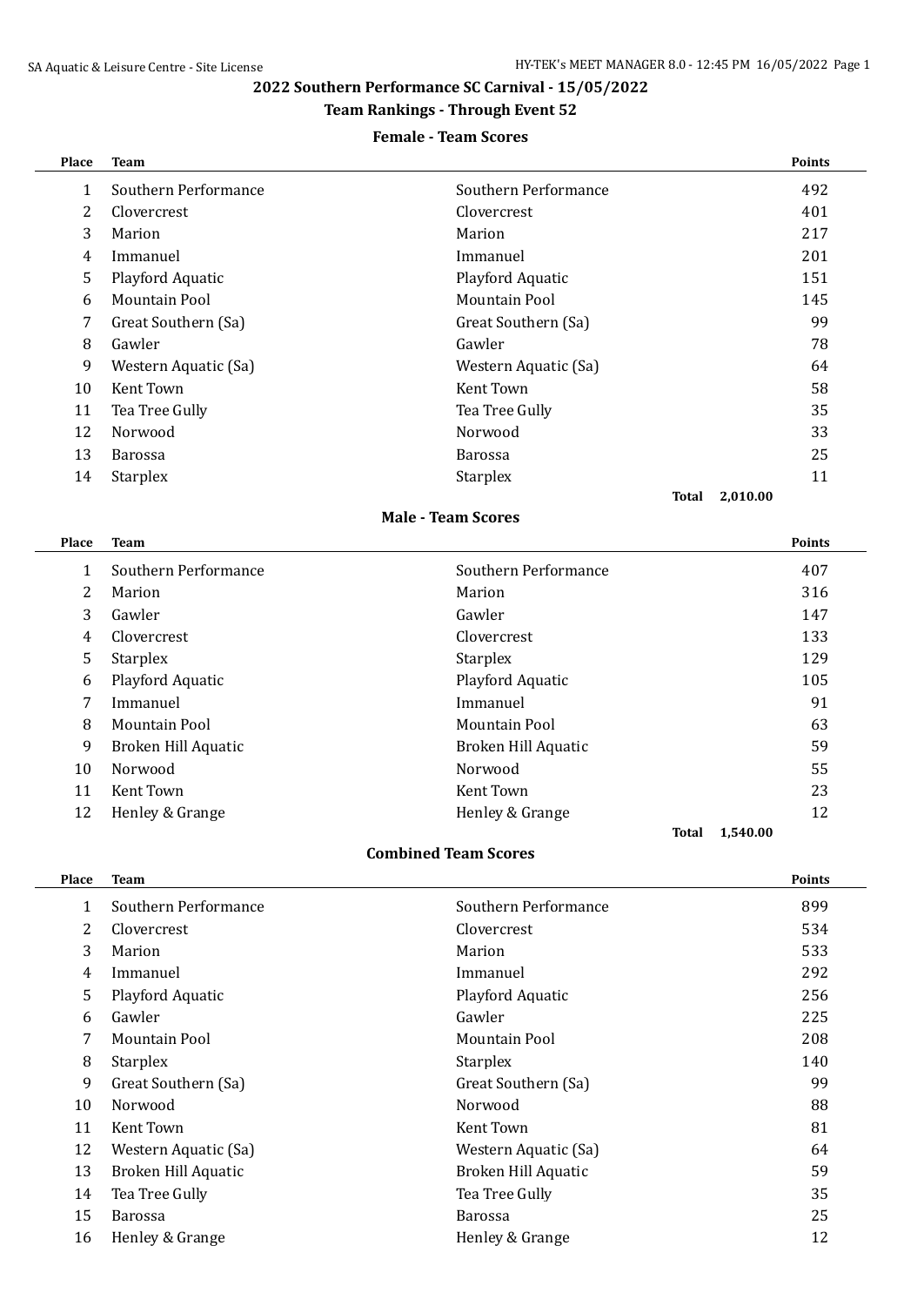## 2022 Southern Performance SC Carnival - 15/05/2022

### Team Rankings - Through Event 52

#### Female - Team Scores

| Place | Team | | Points |
|---|---|---|---|
| 1 | Southern Performance | Southern Performance | 492 |
| 2 | Clovercrest | Clovercrest | 401 |
| 3 | Marion | Marion | 217 |
| 4 | Immanuel | Immanuel | 201 |
| 5 | Playford Aquatic | Playford Aquatic | 151 |
| 6 | Mountain Pool | Mountain Pool | 145 |
| 7 | Great Southern (Sa) | Great Southern (Sa) | 99 |
| 8 | Gawler | Gawler | 78 |
| 9 | Western Aquatic (Sa) | Western Aquatic (Sa) | 64 |
| 10 | Kent Town | Kent Town | 58 |
| 11 | Tea Tree Gully | Tea Tree Gully | 35 |
| 12 | Norwood | Norwood | 33 |
| 13 | Barossa | Barossa | 25 |
| 14 | Starplex | Starplex | 11 |
| | | **Total** | **2,010.00** |

#### Male - Team Scores

| Place | Team | | Points |
|---|---|---|---|
| 1 | Southern Performance | Southern Performance | 407 |
| 2 | Marion | Marion | 316 |
| 3 | Gawler | Gawler | 147 |
| 4 | Clovercrest | Clovercrest | 133 |
| 5 | Starplex | Starplex | 129 |
| 6 | Playford Aquatic | Playford Aquatic | 105 |
| 7 | Immanuel | Immanuel | 91 |
| 8 | Mountain Pool | Mountain Pool | 63 |
| 9 | Broken Hill Aquatic | Broken Hill Aquatic | 59 |
| 10 | Norwood | Norwood | 55 |
| 11 | Kent Town | Kent Town | 23 |
| 12 | Henley & Grange | Henley & Grange | 12 |
| | | **Total** | **1,540.00** |

#### Combined Team Scores

| Place | Team | | Points |
|---|---|---|---|
| 1 | Southern Performance | Southern Performance | 899 |
| 2 | Clovercrest | Clovercrest | 534 |
| 3 | Marion | Marion | 533 |
| 4 | Immanuel | Immanuel | 292 |
| 5 | Playford Aquatic | Playford Aquatic | 256 |
| 6 | Gawler | Gawler | 225 |
| 7 | Mountain Pool | Mountain Pool | 208 |
| 8 | Starplex | Starplex | 140 |
| 9 | Great Southern (Sa) | Great Southern (Sa) | 99 |
| 10 | Norwood | Norwood | 88 |
| 11 | Kent Town | Kent Town | 81 |
| 12 | Western Aquatic (Sa) | Western Aquatic (Sa) | 64 |
| 13 | Broken Hill Aquatic | Broken Hill Aquatic | 59 |
| 14 | Tea Tree Gully | Tea Tree Gully | 35 |
| 15 | Barossa | Barossa | 25 |
| 16 | Henley & Grange | Henley & Grange | 12 |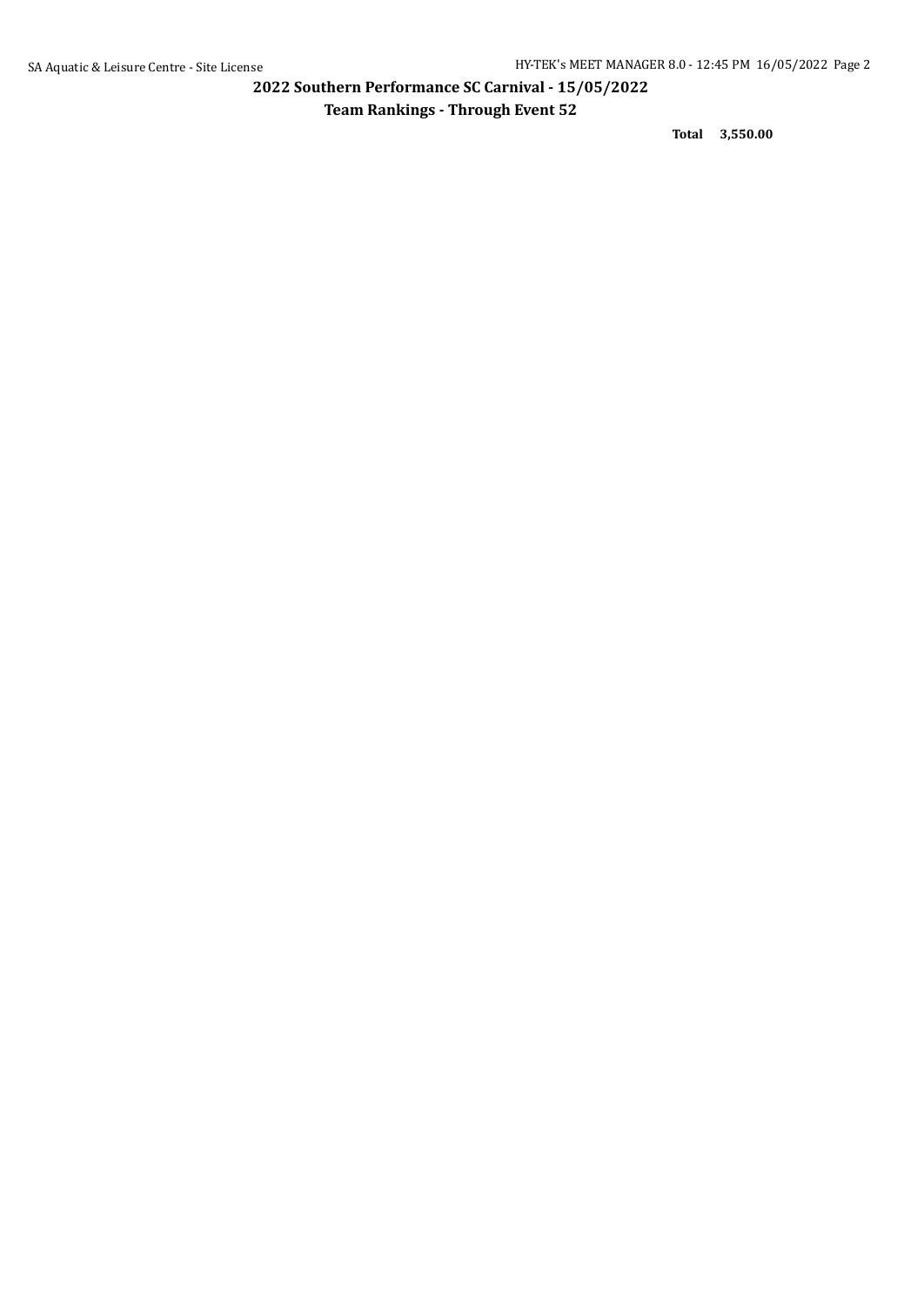**Total 3,550.00**